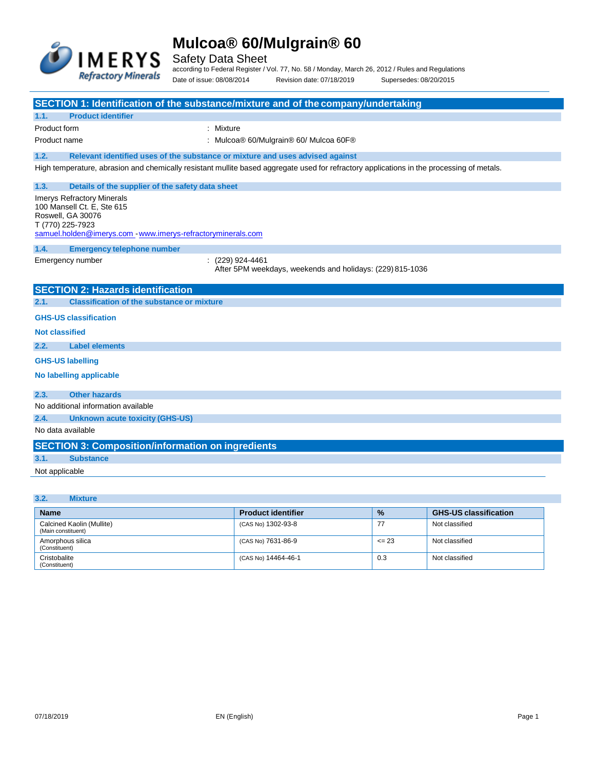# Mulcoa® 60/Mulgrain® 60

Safety Data Sheet

according to Federal Register / Vol. 77, No. 58 / Monday, March 26, 2012 / Rules and Regulations

Date of issue: 08/08/2014 Revision date: 07/18/2019 Supersedes: 08/20/2015

## SECTION 1: Identification of the substance/mixture and of the company/undertaking

### 1.1. Product identifier

Product form : Mixture

Product name : Mulcoa® 60/Mulgrain® 60/ Mulcoa 60F®

### 1.2. Relevant identified uses of the substance or mixture and uses advised against

High temperature, abrasion and chemically resistant mullite based aggregate used for refractory applications in the processing of metals.

### 1.3. Details of the supplier of the safety data sheet

Imerys Refractory Minerals
100 Mansell Ct. E, Ste 615
Roswell, GA 30076
T (770) 225-7923
samuel.holden@imerys.com - www.imerys-refractoryminerals.com

### 1.4. Emergency telephone number

Emergency number : (229) 924-4461
After 5PM weekdays, weekends and holidays: (229) 815-1036

## SECTION 2: Hazards identification

### 2.1. Classification of the substance or mixture

**GHS-US classification**

**Not classified**

### 2.2. Label elements

**GHS-US labelling**

**No labelling applicable**

### 2.3. Other hazards

No additional information available

### 2.4. Unknown acute toxicity (GHS-US)

No data available

## SECTION 3: Composition/information on ingredients

### 3.1. Substance

Not applicable

### 3.2. Mixture

| Name | Product identifier | % | GHS-US classification |
|---|---|---|---|
| Calcined Kaolin (Mullite) (Main constituent) | (CAS No) 1302-93-8 | 77 | Not classified |
| Amorphous silica (Constituent) | (CAS No) 7631-86-9 | <= 23 | Not classified |
| Cristobalite (Constituent) | (CAS No) 14464-46-1 | 0.3 | Not classified |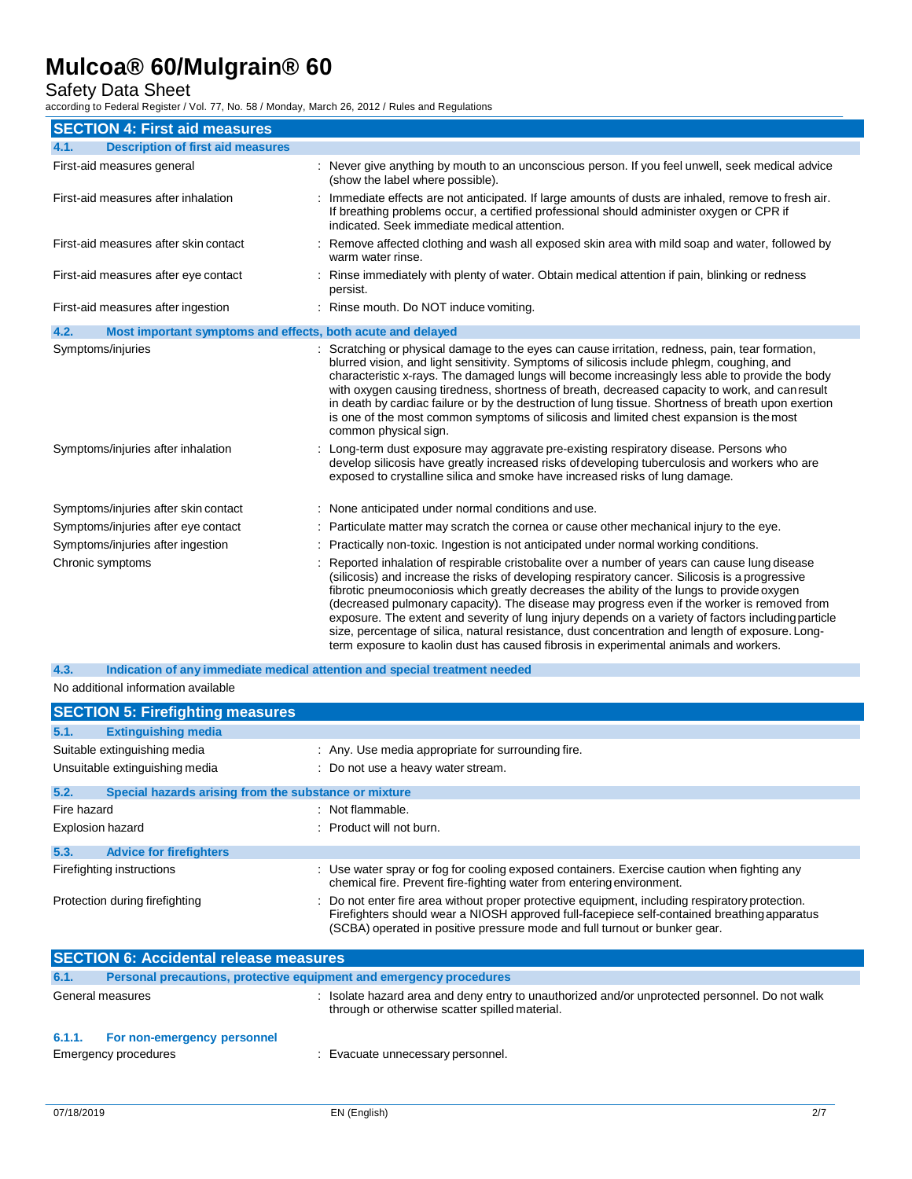## SECTION 4: First aid measures

### 4.1. Description of first aid measures

| | |
|---|---|
| First-aid measures general | : Never give anything by mouth to an unconscious person. If you feel unwell, seek medical advice (show the label where possible). |
| First-aid measures after inhalation | : Immediate effects are not anticipated. If large amounts of dusts are inhaled, remove to fresh air. If breathing problems occur, a certified professional should administer oxygen or CPR if indicated. Seek immediate medical attention. |
| First-aid measures after skin contact | : Remove affected clothing and wash all exposed skin area with mild soap and water, followed by warm water rinse. |
| First-aid measures after eye contact | : Rinse immediately with plenty of water. Obtain medical attention if pain, blinking or redness persist. |
| First-aid measures after ingestion | : Rinse mouth. Do NOT induce vomiting. |

### 4.2. Most important symptoms and effects, both acute and delayed

| | |
|---|---|
| Symptoms/injuries | : Scratching or physical damage to the eyes can cause irritation, redness, pain, tear formation, blurred vision, and light sensitivity. Symptoms of silicosis include phlegm, coughing, and characteristic x-rays. The damaged lungs will become increasingly less able to provide the body with oxygen causing tiredness, shortness of breath, decreased capacity to work, and can result in death by cardiac failure or by the destruction of lung tissue. Shortness of breath upon exertion is one of the most common symptoms of silicosis and limited chest expansion is the most common physical sign. |
| Symptoms/injuries after inhalation | : Long-term dust exposure may aggravate pre-existing respiratory disease. Persons who develop silicosis have greatly increased risks of developing tuberculosis and workers who are exposed to crystalline silica and smoke have increased risks of lung damage. |
| Symptoms/injuries after skin contact | : None anticipated under normal conditions and use. |
| Symptoms/injuries after eye contact | : Particulate matter may scratch the cornea or cause other mechanical injury to the eye. |
| Symptoms/injuries after ingestion | : Practically non-toxic. Ingestion is not anticipated under normal working conditions. |
| Chronic symptoms | : Reported inhalation of respirable cristobalite over a number of years can cause lung disease (silicosis) and increase the risks of developing respiratory cancer. Silicosis is a progressive fibrotic pneumoconiosis which greatly decreases the ability of the lungs to provide oxygen (decreased pulmonary capacity). The disease may progress even if the worker is removed from exposure. The extent and severity of lung injury depends on a variety of factors including particle size, percentage of silica, natural resistance, dust concentration and length of exposure. Long-term exposure to kaolin dust has caused fibrosis in experimental animals and workers. |

### 4.3. Indication of any immediate medical attention and special treatment needed

No additional information available

## SECTION 5: Firefighting measures

### 5.1. Extinguishing media

| | |
|---|---|
| Suitable extinguishing media | : Any. Use media appropriate for surrounding fire. |
| Unsuitable extinguishing media | : Do not use a heavy water stream. |

### 5.2. Special hazards arising from the substance or mixture

| | |
|---|---|
| Fire hazard | : Not flammable. |
| Explosion hazard | : Product will not burn. |

### 5.3. Advice for firefighters

| | |
|---|---|
| Firefighting instructions | : Use water spray or fog for cooling exposed containers. Exercise caution when fighting any chemical fire. Prevent fire-fighting water from entering environment. |
| Protection during firefighting | : Do not enter fire area without proper protective equipment, including respiratory protection. Firefighters should wear a NIOSH approved full-facepiece self-contained breathing apparatus (SCBA) operated in positive pressure mode and full turnout or bunker gear. |

## SECTION 6: Accidental release measures

### 6.1. Personal precautions, protective equipment and emergency procedures

| | |
|---|---|
| General measures | : Isolate hazard area and deny entry to unauthorized and/or unprotected personnel. Do not walk through or otherwise scatter spilled material. |

#### 6.1.1. For non-emergency personnel

| | |
|---|---|
| Emergency procedures | : Evacuate unnecessary personnel. |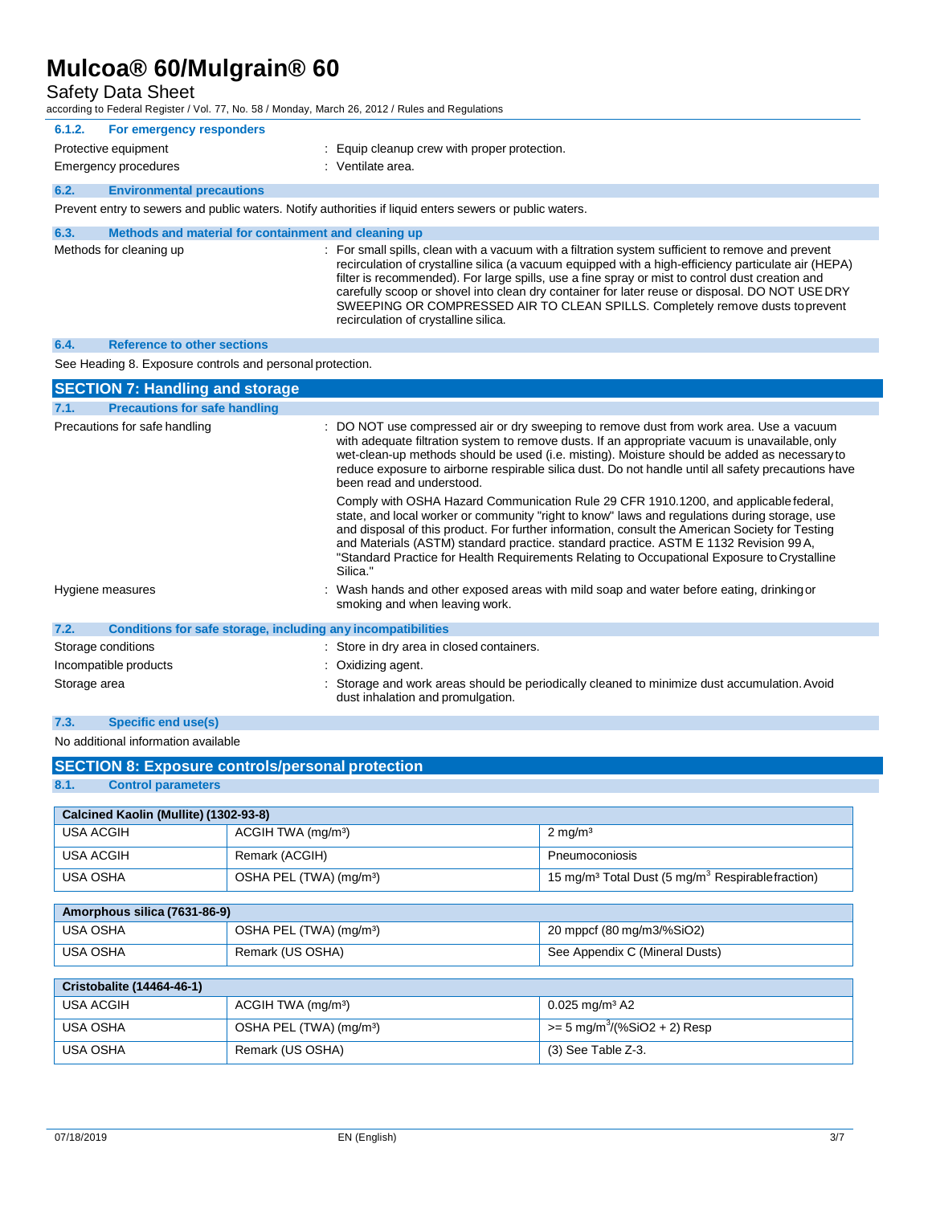#### 6.1.2. For emergency responders

Protective equipment : Equip cleanup crew with proper protection.

Emergency procedures : Ventilate area.

### 6.2. Environmental precautions

Prevent entry to sewers and public waters. Notify authorities if liquid enters sewers or public waters.

### 6.3. Methods and material for containment and cleaning up

Methods for cleaning up : For small spills, clean with a vacuum with a filtration system sufficient to remove and prevent recirculation of crystalline silica (a vacuum equipped with a high-efficiency particulate air (HEPA) filter is recommended). For large spills, use a fine spray or mist to control dust creation and carefully scoop or shovel into clean dry container for later reuse or disposal. DO NOT USE DRY SWEEPING OR COMPRESSED AIR TO CLEAN SPILLS. Completely remove dusts to prevent recirculation of crystalline silica.

### 6.4. Reference to other sections

See Heading 8. Exposure controls and personal protection.

## SECTION 7: Handling and storage

### 7.1. Precautions for safe handling

Precautions for safe handling : DO NOT use compressed air or dry sweeping to remove dust from work area. Use a vacuum with adequate filtration system to remove dusts. If an appropriate vacuum is unavailable, only wet-clean-up methods should be used (i.e. misting). Moisture should be added as necessary to reduce exposure to airborne respirable silica dust. Do not handle until all safety precautions have been read and understood.

Comply with OSHA Hazard Communication Rule 29 CFR 1910.1200, and applicable federal, state, and local worker or community "right to know" laws and regulations during storage, use and disposal of this product. For further information, consult the American Society for Testing and Materials (ASTM) standard practice. standard practice. ASTM E 1132 Revision 99 A, "Standard Practice for Health Requirements Relating to Occupational Exposure to Crystalline Silica."

Hygiene measures : Wash hands and other exposed areas with mild soap and water before eating, drinking or smoking and when leaving work.

### 7.2. Conditions for safe storage, including any incompatibilities

Storage conditions : Store in dry area in closed containers.

Incompatible products : Oxidizing agent.

Storage area : Storage and work areas should be periodically cleaned to minimize dust accumulation. Avoid dust inhalation and promulgation.

### 7.3. Specific end use(s)

No additional information available

## SECTION 8: Exposure controls/personal protection

### 8.1. Control parameters

| Calcined Kaolin (Mullite) (1302-93-8) | | |
|---|---|---|
| USA ACGIH | ACGIH TWA ($mg/m^3$) | 2 $mg/m^3$ |
| USA ACGIH | Remark (ACGIH) | Pneumoconiosis |
| USA OSHA | OSHA PEL (TWA) ($mg/m^3$) | 15 $mg/m^3$ Total Dust (5 $mg/m^3$ Respirable fraction) |

| Amorphous silica (7631-86-9) | | |
|---|---|---|
| USA OSHA | OSHA PEL (TWA) ($mg/m^3$) | 20 mppcf (80 mg/m3/%SiO2) |
| USA OSHA | Remark (US OSHA) | See Appendix C (Mineral Dusts) |

| Cristobalite (14464-46-1) | | |
|---|---|---|
| USA ACGIH | ACGIH TWA ($mg/m^3$) | 0.025 $mg/m^3$ A2 |
| USA OSHA | OSHA PEL (TWA) ($mg/m^3$) | >= 5 $mg/m^3$/(%SiO2 + 2) Resp |
| USA OSHA | Remark (US OSHA) | (3) See Table Z-3. |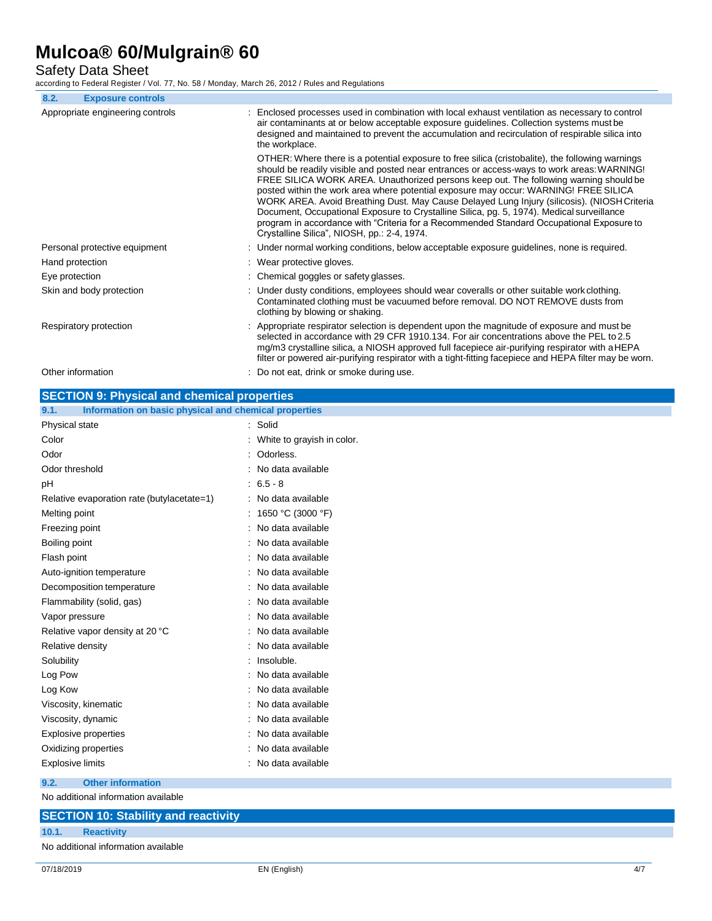### 8.2. Exposure controls

| | |
|---|---|
| Appropriate engineering controls | : Enclosed processes used in combination with local exhaust ventilation as necessary to control air contaminants at or below acceptable exposure guidelines. Collection systems must be designed and maintained to prevent the accumulation and recirculation of respirable silica into the workplace.<br>OTHER: Where there is a potential exposure to free silica (cristobalite), the following warnings should be readily visible and posted near entrances or access-ways to work areas: WARNING! FREE SILICA WORK AREA. Unauthorized persons keep out. The following warning should be posted within the work area where potential exposure may occur: WARNING! FREE SILICA WORK AREA. Avoid Breathing Dust. May Cause Delayed Lung Injury (silicosis). (NIOSH Criteria Document, Occupational Exposure to Crystalline Silica, pg. 5, 1974). Medical surveillance program in accordance with "Criteria for a Recommended Standard Occupational Exposure to Crystalline Silica", NIOSH, pp.: 2-4, 1974. |
| Personal protective equipment | : Under normal working conditions, below acceptable exposure guidelines, none is required. |
| Hand protection | : Wear protective gloves. |
| Eye protection | : Chemical goggles or safety glasses. |
| Skin and body protection | : Under dusty conditions, employees should wear coveralls or other suitable work clothing. Contaminated clothing must be vacuumed before removal. DO NOT REMOVE dusts from clothing by blowing or shaking. |
| Respiratory protection | : Appropriate respirator selection is dependent upon the magnitude of exposure and must be selected in accordance with 29 CFR 1910.134. For air concentrations above the PEL to 2.5 mg/m3 crystalline silica, a NIOSH approved full facepiece air-purifying respirator with a HEPA filter or powered air-purifying respirator with a tight-fitting facepiece and HEPA filter may be worn. |
| Other information | : Do not eat, drink or smoke during use. |

## SECTION 9: Physical and chemical properties

### 9.1. Information on basic physical and chemical properties

| | |
|---|---|
| Physical state | : Solid |
| Color | : White to grayish in color. |
| Odor | : Odorless. |
| Odor threshold | : No data available |
| pH | : 6.5 - 8 |
| Relative evaporation rate (butylacetate=1) | : No data available |
| Melting point | : 1650 °C (3000 °F) |
| Freezing point | : No data available |
| Boiling point | : No data available |
| Flash point | : No data available |
| Auto-ignition temperature | : No data available |
| Decomposition temperature | : No data available |
| Flammability (solid, gas) | : No data available |
| Vapor pressure | : No data available |
| Relative vapor density at 20 °C | : No data available |
| Relative density | : No data available |
| Solubility | : Insoluble. |
| Log Pow | : No data available |
| Log Kow | : No data available |
| Viscosity, kinematic | : No data available |
| Viscosity, dynamic | : No data available |
| Explosive properties | : No data available |
| Oxidizing properties | : No data available |
| Explosive limits | : No data available |

### 9.2. Other information

No additional information available

## SECTION 10: Stability and reactivity

### 10.1. Reactivity

No additional information available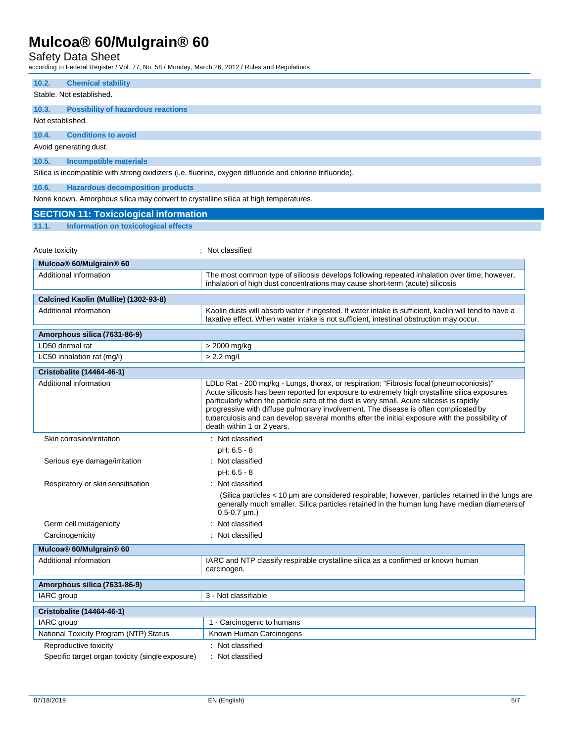### 10.2. Chemical stability

Stable. Not established.

### 10.3. Possibility of hazardous reactions

Not established.

### 10.4. Conditions to avoid

Avoid generating dust.

### 10.5. Incompatible materials

Silica is incompatible with strong oxidizers (i.e. fluorine, oxygen difluoride and chlorine trifluoride).

### 10.6. Hazardous decomposition products

None known. Amorphous silica may convert to crystalline silica at high temperatures.

## SECTION 11: Toxicological information

### 11.1. Information on toxicological effects

Acute toxicity : Not classified

| Mulcoa® 60/Mulgrain® 60 | |
|---|---|
| Additional information | The most common type of silicosis develops following repeated inhalation over time; however, inhalation of high dust concentrations may cause short-term (acute) silicosis |

| Calcined Kaolin (Mullite) (1302-93-8) | |
|---|---|
| Additional information | Kaolin dusts will absorb water if ingested. If water intake is sufficient, kaolin will tend to have a laxative effect. When water intake is not sufficient, intestinal obstruction may occur. |

| Amorphous silica (7631-86-9) | |
|---|---|
| LD50 dermal rat | > 2000 mg/kg |
| LC50 inhalation rat (mg/l) | > 2.2 mg/l |

| Cristobalite (14464-46-1) | |
|---|---|
| Additional information | LDLo Rat - 200 mg/kg - Lungs, thorax, or respiration: "Fibrosis focal (pneumoconiosis)" Acute silicosis has been reported for exposure to extremely high crystalline silica exposures particularly when the particle size of the dust is very small. Acute silicosis is rapidly progressive with diffuse pulmonary involvement. The disease is often complicated by tuberculosis and can develop several months after the initial exposure with the possibility of death within 1 or 2 years. |

Skin corrosion/irritation : Not classified

pH: 6.5 - 8

Serious eye damage/irritation : Not classified

pH: 6.5 - 8

Respiratory or skin sensitisation : Not classified

(Silica particles < 10 µm are considered respirable; however, particles retained in the lungs are generally much smaller. Silica particles retained in the human lung have median diameters of 0.5-0.7 µm.)

Germ cell mutagenicity : Not classified

Carcinogenicity : Not classified

| Mulcoa® 60/Mulgrain® 60 | |
|---|---|
| Additional information | IARC and NTP classify respirable crystalline silica as a confirmed or known human carcinogen. |

| Amorphous silica (7631-86-9) | |
|---|---|
| IARC group | 3 - Not classifiable |

| Cristobalite (14464-46-1) | |
|---|---|
| IARC group | 1 - Carcinogenic to humans |
| National Toxicity Program (NTP) Status | Known Human Carcinogens |

Reproductive toxicity : Not classified

Specific target organ toxicity (single exposure) : Not classified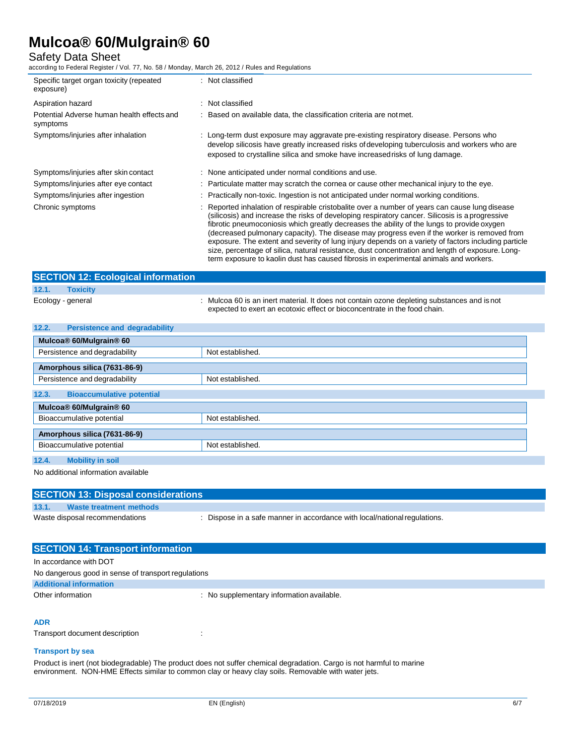| | |
|---|---|
| Specific target organ toxicity (repeated exposure) | : Not classified |
| Aspiration hazard | : Not classified |
| Potential Adverse human health effects and symptoms | : Based on available data, the classification criteria are not met. |
| Symptoms/injuries after inhalation | : Long-term dust exposure may aggravate pre-existing respiratory disease. Persons who develop silicosis have greatly increased risks of developing tuberculosis and workers who are exposed to crystalline silica and smoke have increased risks of lung damage. |
| Symptoms/injuries after skin contact | : None anticipated under normal conditions and use. |
| Symptoms/injuries after eye contact | : Particulate matter may scratch the cornea or cause other mechanical injury to the eye. |
| Symptoms/injuries after ingestion | : Practically non-toxic. Ingestion is not anticipated under normal working conditions. |
| Chronic symptoms | : Reported inhalation of respirable cristobalite over a number of years can cause lung disease (silicosis) and increase the risks of developing respiratory cancer. Silicosis is a progressive fibrotic pneumoconiosis which greatly decreases the ability of the lungs to provide oxygen (decreased pulmonary capacity). The disease may progress even if the worker is removed from exposure. The extent and severity of lung injury depends on a variety of factors including particle size, percentage of silica, natural resistance, dust concentration and length of exposure. Long-term exposure to kaolin dust has caused fibrosis in experimental animals and workers. |

## SECTION 12: Ecological information

### 12.1. Toxicity

Ecology - general : Mulcoa 60 is an inert material. It does not contain ozone depleting substances and is not expected to exert an ecotoxic effect or bioconcentrate in the food chain.

### 12.2. Persistence and degradability

| Mulcoa® 60/Mulgrain® 60 | |
|---|---|
| Persistence and degradability | Not established. |

| Amorphous silica (7631-86-9) | |
|---|---|
| Persistence and degradability | Not established. |

### 12.3. Bioaccumulative potential

| Mulcoa® 60/Mulgrain® 60 | |
|---|---|
| Bioaccumulative potential | Not established. |

| Amorphous silica (7631-86-9) | |
|---|---|
| Bioaccumulative potential | Not established. |

### 12.4. Mobility in soil

No additional information available

## SECTION 13: Disposal considerations

### 13.1. Waste treatment methods

Waste disposal recommendations : Dispose in a safe manner in accordance with local/national regulations.

## SECTION 14: Transport information

In accordance with DOT

No dangerous good in sense of transport regulations

**Additional information**

Other information : No supplementary information available.

**ADR**

Transport document description :

**Transport by sea**

Product is inert (not biodegradable) The product does not suffer chemical degradation. Cargo is not harmful to marine environment. NON-HME Effects similar to common clay or heavy clay soils. Removable with water jets.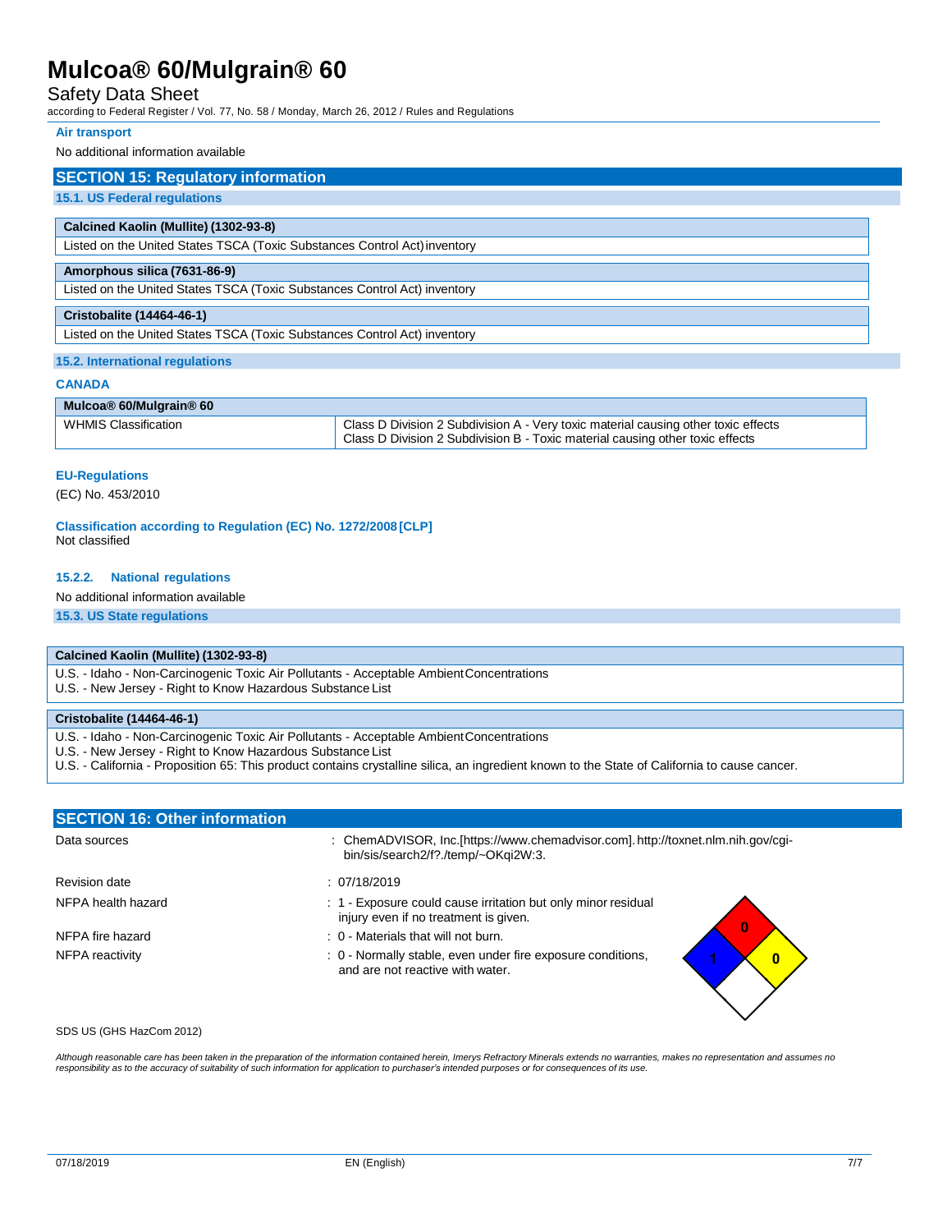#### Air transport

No additional information available

## SECTION 15: Regulatory information

### 15.1. US Federal regulations

| Calcined Kaolin (Mullite) (1302-93-8) |
|---|
| Listed on the United States TSCA (Toxic Substances Control Act) inventory |

| Amorphous silica (7631-86-9) |
|---|
| Listed on the United States TSCA (Toxic Substances Control Act) inventory |

| Cristobalite (14464-46-1) |
|---|
| Listed on the United States TSCA (Toxic Substances Control Act) inventory |

### 15.2. International regulations

#### CANADA

| Mulcoa® 60/Mulgrain® 60 | |
|---|---|
| WHMIS Classification | Class D Division 2 Subdivision A - Very toxic material causing other toxic effects<br>Class D Division 2 Subdivision B - Toxic material causing other toxic effects |

#### EU-Regulations

(EC) No. 453/2010

#### Classification according to Regulation (EC) No. 1272/2008 [CLP]

Not classified

#### 15.2.2. National regulations

No additional information available

### 15.3. US State regulations

| Calcined Kaolin (Mullite) (1302-93-8) |
|---|
| U.S. - Idaho - Non-Carcinogenic Toxic Air Pollutants - Acceptable Ambient Concentrations<br>U.S. - New Jersey - Right to Know Hazardous Substance List |

| Cristobalite (14464-46-1) |
|---|
| U.S. - Idaho - Non-Carcinogenic Toxic Air Pollutants - Acceptable Ambient Concentrations<br>U.S. - New Jersey - Right to Know Hazardous Substance List<br>U.S. - California - Proposition 65: This product contains crystalline silica, an ingredient known to the State of California to cause cancer. |

## SECTION 16: Other information

| | |
|---|---|
| Data sources | : ChemADVISOR, Inc.[https://www.chemadvisor.com]. http://toxnet.nlm.nih.gov/cgi-bin/sis/search2/f?./temp/~OKqi2W:3. |
| Revision date | : 07/18/2019 |
| NFPA health hazard | : 1 - Exposure could cause irritation but only minor residual injury even if no treatment is given. |
| NFPA fire hazard | : 0 - Materials that will not burn. |
| NFPA reactivity | : 0 - Normally stable, even under fire exposure conditions, and are not reactive with water. |

0
1
0

SDS US (GHS HazCom 2012)

*Although reasonable care has been taken in the preparation of the information contained herein, Imerys Refractory Minerals extends no warranties, makes no representation and assumes no responsibility as to the accuracy of suitability of such information for application to purchaser's intended purposes or for consequences of its use.*